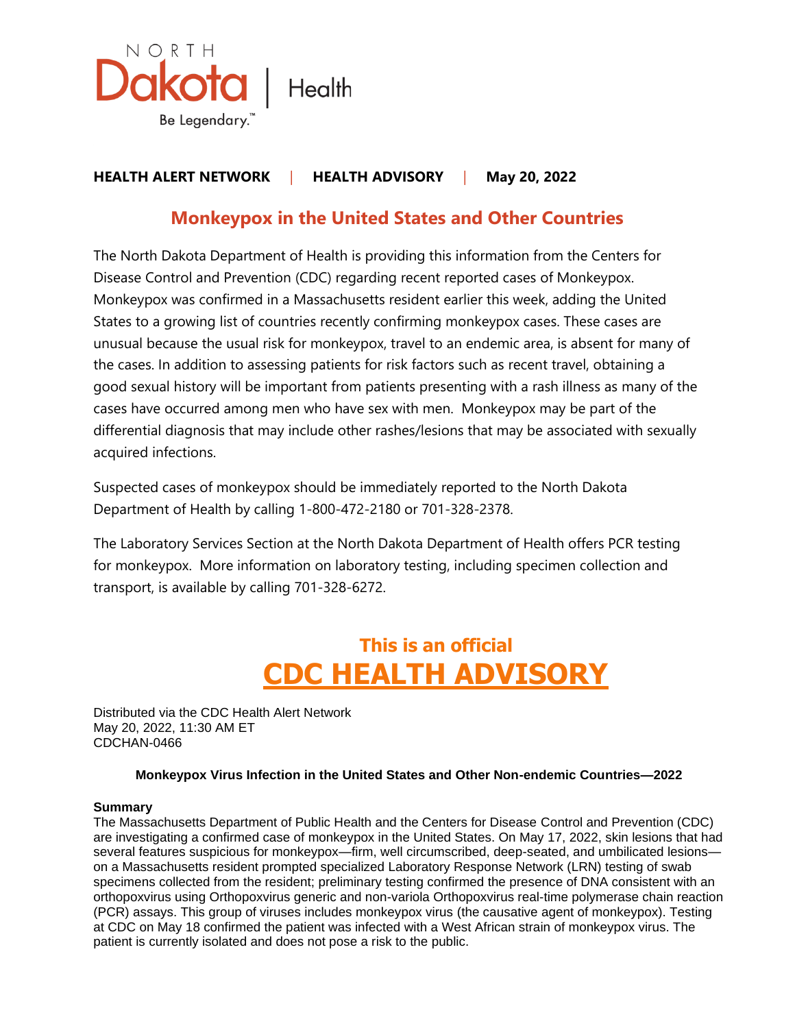NORTH Dakota | Health

Be Legendary.™

**HEALTH ALERT NETWORK | HEALTH ADVISORY | May 20, 2022**

## Monkeypox in the United States and Other Countries

The North Dakota Department of Health is providing this information from the Centers for Disease Control and Prevention (CDC) regarding recent reported cases of Monkeypox. Monkeypox was confirmed in a Massachusetts resident earlier this week, adding the United States to a growing list of countries recently confirming monkeypox cases. These cases are unusual because the usual risk for monkeypox, travel to an endemic area, is absent for many of the cases. In addition to assessing patients for risk factors such as recent travel, obtaining a good sexual history will be important from patients presenting with a rash illness as many of the cases have occurred among men who have sex with men. Monkeypox may be part of the differential diagnosis that may include other rashes/lesions that may be associated with sexually acquired infections.

Suspected cases of monkeypox should be immediately reported to the North Dakota Department of Health by calling 1-800-472-2180 or 701-328-2378.

The Laboratory Services Section at the North Dakota Department of Health offers PCR testing for monkeypox. More information on laboratory testing, including specimen collection and transport, is available by calling 701-328-6272.

## This is an official
## CDC HEALTH ADVISORY

Distributed via the CDC Health Alert Network
May 20, 2022, 11:30 AM ET
CDCHAN-0466

**Monkeypox Virus Infection in the United States and Other Non-endemic Countries—2022**

**Summary**

The Massachusetts Department of Public Health and the Centers for Disease Control and Prevention (CDC) are investigating a confirmed case of monkeypox in the United States. On May 17, 2022, skin lesions that had several features suspicious for monkeypox—firm, well circumscribed, deep-seated, and umbilicated lesions—on a Massachusetts resident prompted specialized Laboratory Response Network (LRN) testing of swab specimens collected from the resident; preliminary testing confirmed the presence of DNA consistent with an orthopoxvirus using Orthopoxvirus generic and non-variola Orthopoxvirus real-time polymerase chain reaction (PCR) assays. This group of viruses includes monkeypox virus (the causative agent of monkeypox). Testing at CDC on May 18 confirmed the patient was infected with a West African strain of monkeypox virus. The patient is currently isolated and does not pose a risk to the public.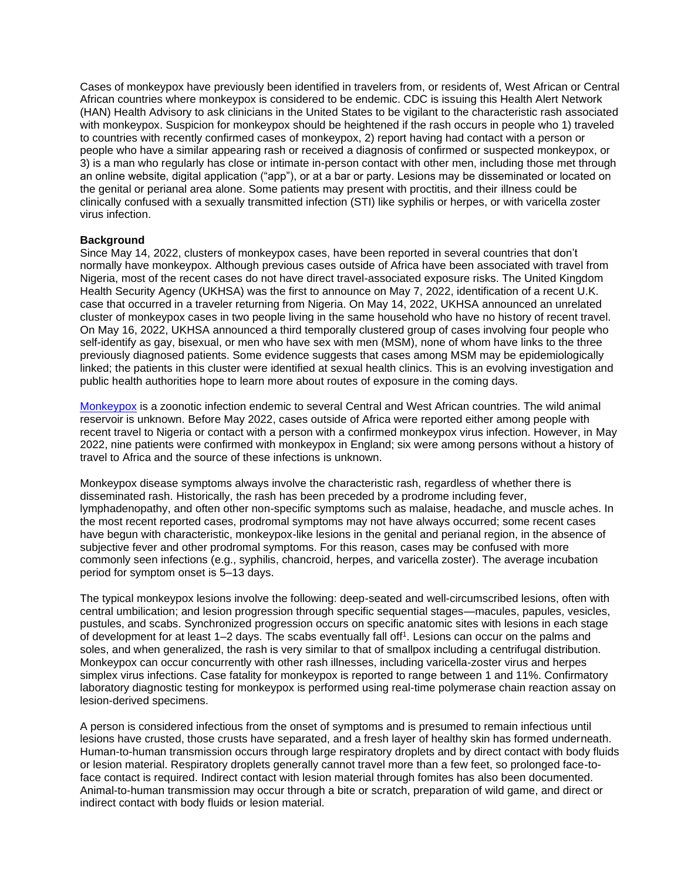Cases of monkeypox have previously been identified in travelers from, or residents of, West African or Central African countries where monkeypox is considered to be endemic. CDC is issuing this Health Alert Network (HAN) Health Advisory to ask clinicians in the United States to be vigilant to the characteristic rash associated with monkeypox. Suspicion for monkeypox should be heightened if the rash occurs in people who 1) traveled to countries with recently confirmed cases of monkeypox, 2) report having had contact with a person or people who have a similar appearing rash or received a diagnosis of confirmed or suspected monkeypox, or 3) is a man who regularly has close or intimate in-person contact with other men, including those met through an online website, digital application ("app"), or at a bar or party. Lesions may be disseminated or located on the genital or perianal area alone. Some patients may present with proctitis, and their illness could be clinically confused with a sexually transmitted infection (STI) like syphilis or herpes, or with varicella zoster virus infection.

**Background**

Since May 14, 2022, clusters of monkeypox cases, have been reported in several countries that don't normally have monkeypox. Although previous cases outside of Africa have been associated with travel from Nigeria, most of the recent cases do not have direct travel-associated exposure risks. The United Kingdom Health Security Agency (UKHSA) was the first to announce on May 7, 2022, identification of a recent U.K. case that occurred in a traveler returning from Nigeria. On May 14, 2022, UKHSA announced an unrelated cluster of monkeypox cases in two people living in the same household who have no history of recent travel. On May 16, 2022, UKHSA announced a third temporally clustered group of cases involving four people who self-identify as gay, bisexual, or men who have sex with men (MSM), none of whom have links to the three previously diagnosed patients. Some evidence suggests that cases among MSM may be epidemiologically linked; the patients in this cluster were identified at sexual health clinics. This is an evolving investigation and public health authorities hope to learn more about routes of exposure in the coming days.

Monkeypox is a zoonotic infection endemic to several Central and West African countries. The wild animal reservoir is unknown. Before May 2022, cases outside of Africa were reported either among people with recent travel to Nigeria or contact with a person with a confirmed monkeypox virus infection. However, in May 2022, nine patients were confirmed with monkeypox in England; six were among persons without a history of travel to Africa and the source of these infections is unknown.

Monkeypox disease symptoms always involve the characteristic rash, regardless of whether there is disseminated rash. Historically, the rash has been preceded by a prodrome including fever, lymphadenopathy, and often other non-specific symptoms such as malaise, headache, and muscle aches. In the most recent reported cases, prodromal symptoms may not have always occurred; some recent cases have begun with characteristic, monkeypox-like lesions in the genital and perianal region, in the absence of subjective fever and other prodromal symptoms. For this reason, cases may be confused with more commonly seen infections (e.g., syphilis, chancroid, herpes, and varicella zoster). The average incubation period for symptom onset is 5–13 days.

The typical monkeypox lesions involve the following: deep-seated and well-circumscribed lesions, often with central umbilication; and lesion progression through specific sequential stages—macules, papules, vesicles, pustules, and scabs. Synchronized progression occurs on specific anatomic sites with lesions in each stage of development for at least 1–2 days. The scabs eventually fall off[1]. Lesions can occur on the palms and soles, and when generalized, the rash is very similar to that of smallpox including a centrifugal distribution. Monkeypox can occur concurrently with other rash illnesses, including varicella-zoster virus and herpes simplex virus infections. Case fatality for monkeypox is reported to range between 1 and 11%. Confirmatory laboratory diagnostic testing for monkeypox is performed using real-time polymerase chain reaction assay on lesion-derived specimens.

A person is considered infectious from the onset of symptoms and is presumed to remain infectious until lesions have crusted, those crusts have separated, and a fresh layer of healthy skin has formed underneath. Human-to-human transmission occurs through large respiratory droplets and by direct contact with body fluids or lesion material. Respiratory droplets generally cannot travel more than a few feet, so prolonged face-to-face contact is required. Indirect contact with lesion material through fomites has also been documented. Animal-to-human transmission may occur through a bite or scratch, preparation of wild game, and direct or indirect contact with body fluids or lesion material.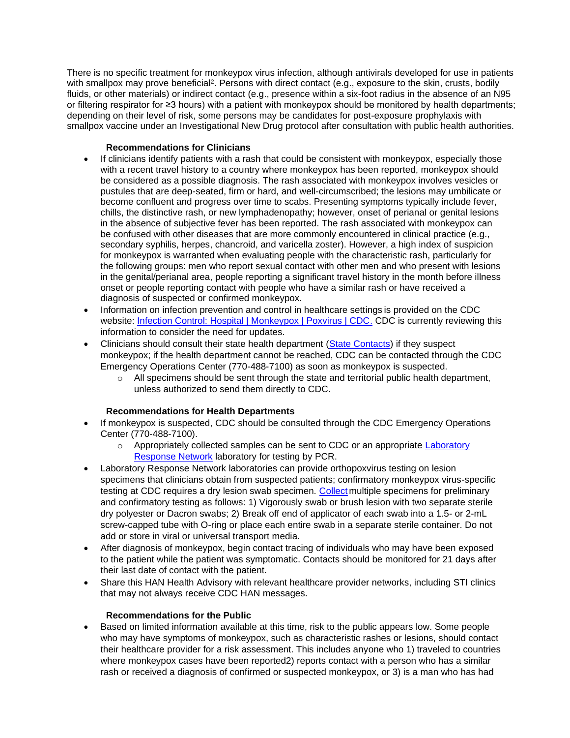There is no specific treatment for monkeypox virus infection, although antivirals developed for use in patients with smallpox may prove beneficial[2]. Persons with direct contact (e.g., exposure to the skin, crusts, bodily fluids, or other materials) or indirect contact (e.g., presence within a six-foot radius in the absence of an N95 or filtering respirator for ≥3 hours) with a patient with monkeypox should be monitored by health departments; depending on their level of risk, some persons may be candidates for post-exposure prophylaxis with smallpox vaccine under an Investigational New Drug protocol after consultation with public health authorities.

### Recommendations for Clinicians

- If clinicians identify patients with a rash that could be consistent with monkeypox, especially those with a recent travel history to a country where monkeypox has been reported, monkeypox should be considered as a possible diagnosis. The rash associated with monkeypox involves vesicles or pustules that are deep-seated, firm or hard, and well-circumscribed; the lesions may umbilicate or become confluent and progress over time to scabs. Presenting symptoms typically include fever, chills, the distinctive rash, or new lymphadenopathy; however, onset of perianal or genital lesions in the absence of subjective fever has been reported. The rash associated with monkeypox can be confused with other diseases that are more commonly encountered in clinical practice (e.g., secondary syphilis, herpes, chancroid, and varicella zoster). However, a high index of suspicion for monkeypox is warranted when evaluating people with the characteristic rash, particularly for the following groups: men who report sexual contact with other men and who present with lesions in the genital/perianal area, people reporting a significant travel history in the month before illness onset or people reporting contact with people who have a similar rash or have received a diagnosis of suspected or confirmed monkeypox.
- Information on infection prevention and control in healthcare settings is provided on the CDC website: [Infection Control: Hospital | Monkeypox | Poxvirus | CDC.]() CDC is currently reviewing this information to consider the need for updates.
- Clinicians should consult their state health department ([State Contacts]()) if they suspect monkeypox; if the health department cannot be reached, CDC can be contacted through the CDC Emergency Operations Center (770-488-7100) as soon as monkeypox is suspected.
  - All specimens should be sent through the state and territorial public health department, unless authorized to send them directly to CDC.

### Recommendations for Health Departments

- If monkeypox is suspected, CDC should be consulted through the CDC Emergency Operations Center (770-488-7100).
  - Appropriately collected samples can be sent to CDC or an appropriate [Laboratory Response Network]() laboratory for testing by PCR.
- Laboratory Response Network laboratories can provide orthopoxvirus testing on lesion specimens that clinicians obtain from suspected patients; confirmatory monkeypox virus-specific testing at CDC requires a dry lesion swab specimen. [Collect]() multiple specimens for preliminary and confirmatory testing as follows: 1) Vigorously swab or brush lesion with two separate sterile dry polyester or Dacron swabs; 2) Break off end of applicator of each swab into a 1.5- or 2-mL screw-capped tube with O-ring or place each entire swab in a separate sterile container. Do not add or store in viral or universal transport media.
- After diagnosis of monkeypox, begin contact tracing of individuals who may have been exposed to the patient while the patient was symptomatic. Contacts should be monitored for 21 days after their last date of contact with the patient.
- Share this HAN Health Advisory with relevant healthcare provider networks, including STI clinics that may not always receive CDC HAN messages.

### Recommendations for the Public

- Based on limited information available at this time, risk to the public appears low. Some people who may have symptoms of monkeypox, such as characteristic rashes or lesions, should contact their healthcare provider for a risk assessment. This includes anyone who 1) traveled to countries where monkeypox cases have been reported2) reports contact with a person who has a similar rash or received a diagnosis of confirmed or suspected monkeypox, or 3) is a man who has had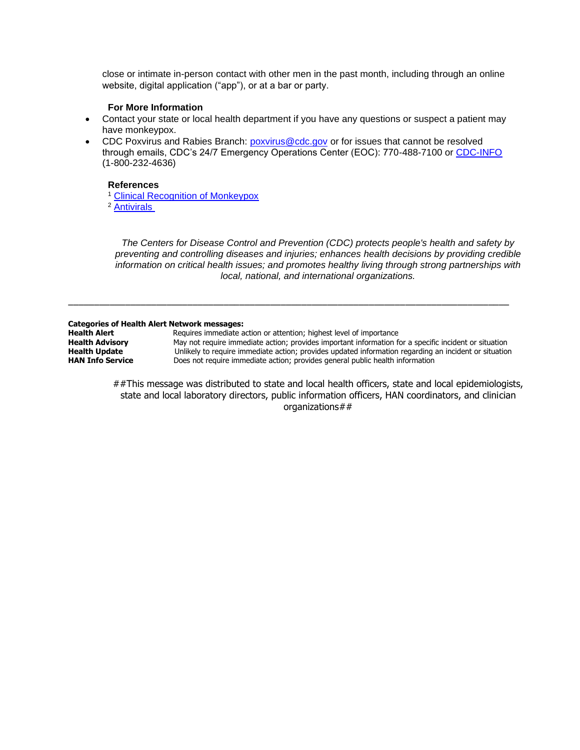close or intimate in-person contact with other men in the past month, including through an online website, digital application ("app"), or at a bar or party.

### For More Information

- Contact your state or local health department if you have any questions or suspect a patient may have monkeypox.
- CDC Poxvirus and Rabies Branch: poxvirus@cdc.gov or for issues that cannot be resolved through emails, CDC's 24/7 Emergency Operations Center (EOC): 770-488-7100 or CDC-INFO (1-800-232-4636)

### References

[1] Clinical Recognition of Monkeypox
[2] Antivirals

*The Centers for Disease Control and Prevention (CDC) protects people's health and safety by preventing and controlling diseases and injuries; enhances health decisions by providing credible information on critical health issues; and promotes healthy living through strong partnerships with local, national, and international organizations.*

---

**Categories of Health Alert Network messages:**

| | |
|---|---|
| **Health Alert** | Requires immediate action or attention; highest level of importance |
| **Health Advisory** | May not require immediate action; provides important information for a specific incident or situation |
| **Health Update** | Unlikely to require immediate action; provides updated information regarding an incident or situation |
| **HAN Info Service** | Does not require immediate action; provides general public health information |

##This message was distributed to state and local health officers, state and local epidemiologists, state and local laboratory directors, public information officers, HAN coordinators, and clinician organizations##